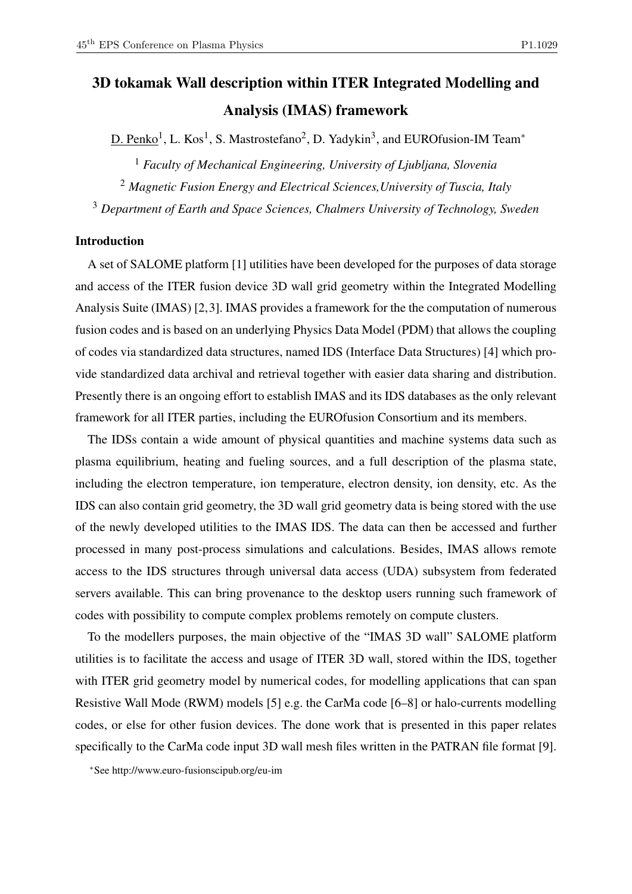# 3D tokamak Wall description within ITER Integrated Modelling and Analysis (IMAS) framework

D. Penko[1], L. Kos[1], S. Mastrostefano[2], D. Yadykin[3], and EUROfusion-IM Team*

[1] *Faculty of Mechanical Engineering, University of Ljubljana, Slovenia*

[2] *Magnetic Fusion Energy and Electrical Sciences,University of Tuscia, Italy*

[3] *Department of Earth and Space Sciences, Chalmers University of Technology, Sweden*

## Introduction

A set of SALOME platform [1] utilities have been developed for the purposes of data storage and access of the ITER fusion device 3D wall grid geometry within the Integrated Modelling Analysis Suite (IMAS) [2,3]. IMAS provides a framework for the the computation of numerous fusion codes and is based on an underlying Physics Data Model (PDM) that allows the coupling of codes via standardized data structures, named IDS (Interface Data Structures) [4] which provide standardized data archival and retrieval together with easier data sharing and distribution. Presently there is an ongoing effort to establish IMAS and its IDS databases as the only relevant framework for all ITER parties, including the EUROfusion Consortium and its members.

The IDSs contain a wide amount of physical quantities and machine systems data such as plasma equilibrium, heating and fueling sources, and a full description of the plasma state, including the electron temperature, ion temperature, electron density, ion density, etc. As the IDS can also contain grid geometry, the 3D wall grid geometry data is being stored with the use of the newly developed utilities to the IMAS IDS. The data can then be accessed and further processed in many post-process simulations and calculations. Besides, IMAS allows remote access to the IDS structures through universal data access (UDA) subsystem from federated servers available. This can bring provenance to the desktop users running such framework of codes with possibility to compute complex problems remotely on compute clusters.

To the modellers purposes, the main objective of the "IMAS 3D wall" SALOME platform utilities is to facilitate the access and usage of ITER 3D wall, stored within the IDS, together with ITER grid geometry model by numerical codes, for modelling applications that can span Resistive Wall Mode (RWM) models [5] e.g. the CarMa code [6–8] or halo-currents modelling codes, or else for other fusion devices. The done work that is presented in this paper relates specifically to the CarMa code input 3D wall mesh files written in the PATRAN file format [9].

*See http://www.euro-fusionscipub.org/eu-im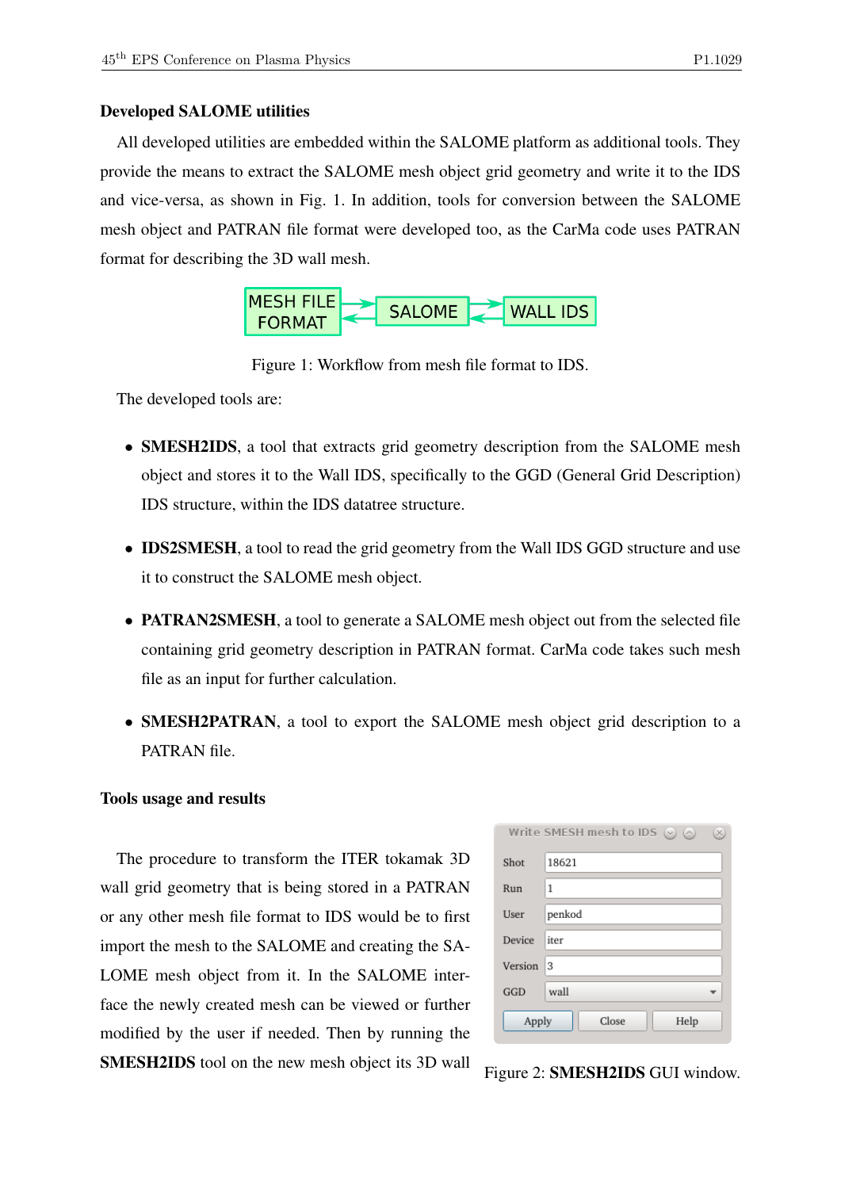## Developed SALOME utilities

All developed utilities are embedded within the SALOME platform as additional tools. They provide the means to extract the SALOME mesh object grid geometry and write it to the IDS and vice-versa, as shown in Fig. 1. In addition, tools for conversion between the SALOME mesh object and PATRAN file format were developed too, as the CarMa code uses PATRAN format for describing the 3D wall mesh.

Figure 1: Workflow from mesh file format to IDS.

The developed tools are:

- **SMESH2IDS**, a tool that extracts grid geometry description from the SALOME mesh object and stores it to the Wall IDS, specifically to the GGD (General Grid Description) IDS structure, within the IDS datatree structure.
- **IDS2SMESH**, a tool to read the grid geometry from the Wall IDS GGD structure and use it to construct the SALOME mesh object.
- **PATRAN2SMESH**, a tool to generate a SALOME mesh object out from the selected file containing grid geometry description in PATRAN format. CarMa code takes such mesh file as an input for further calculation.
- **SMESH2PATRAN**, a tool to export the SALOME mesh object grid description to a PATRAN file.

## Tools usage and results

The procedure to transform the ITER tokamak 3D wall grid geometry that is being stored in a PATRAN or any other mesh file format to IDS would be to first import the mesh to the SALOME and creating the SALOME mesh object from it. In the SALOME interface the newly created mesh can be viewed or further modified by the user if needed. Then by running the **SMESH2IDS** tool on the new mesh object its 3D wall

Figure 2: **SMESH2IDS** GUI window.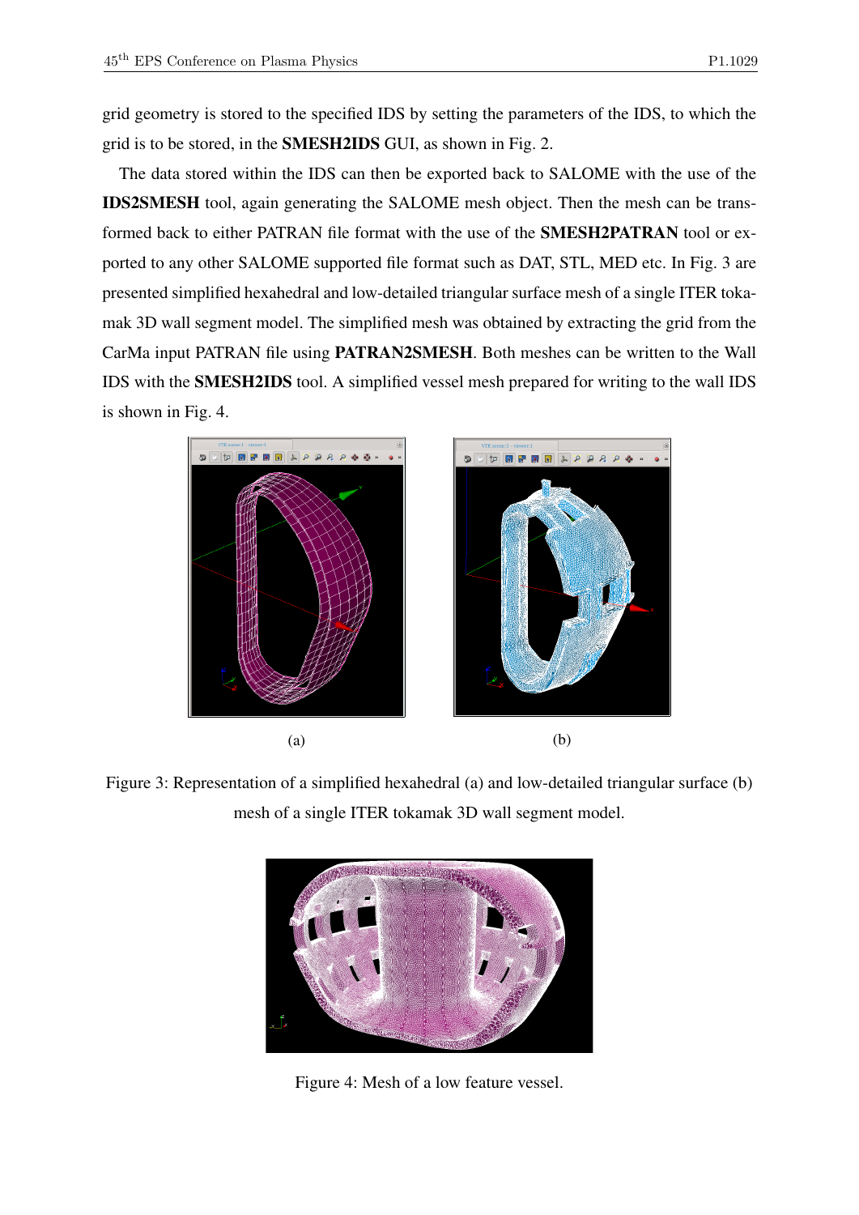grid geometry is stored to the specified IDS by setting the parameters of the IDS, to which the grid is to be stored, in the **SMESH2IDS** GUI, as shown in Fig. 2.

The data stored within the IDS can then be exported back to SALOME with the use of the **IDS2SMESH** tool, again generating the SALOME mesh object. Then the mesh can be transformed back to either PATRAN file format with the use of the **SMESH2PATRAN** tool or exported to any other SALOME supported file format such as DAT, STL, MED etc. In Fig. 3 are presented simplified hexahedral and low-detailed triangular surface mesh of a single ITER tokamak 3D wall segment model. The simplified mesh was obtained by extracting the grid from the CarMa input PATRAN file using **PATRAN2SMESH**. Both meshes can be written to the Wall IDS with the **SMESH2IDS** tool. A simplified vessel mesh prepared for writing to the wall IDS is shown in Fig. 4.

(a) (b)

Figure 3: Representation of a simplified hexahedral (a) and low-detailed triangular surface (b) mesh of a single ITER tokamak 3D wall segment model.

Figure 4: Mesh of a low feature vessel.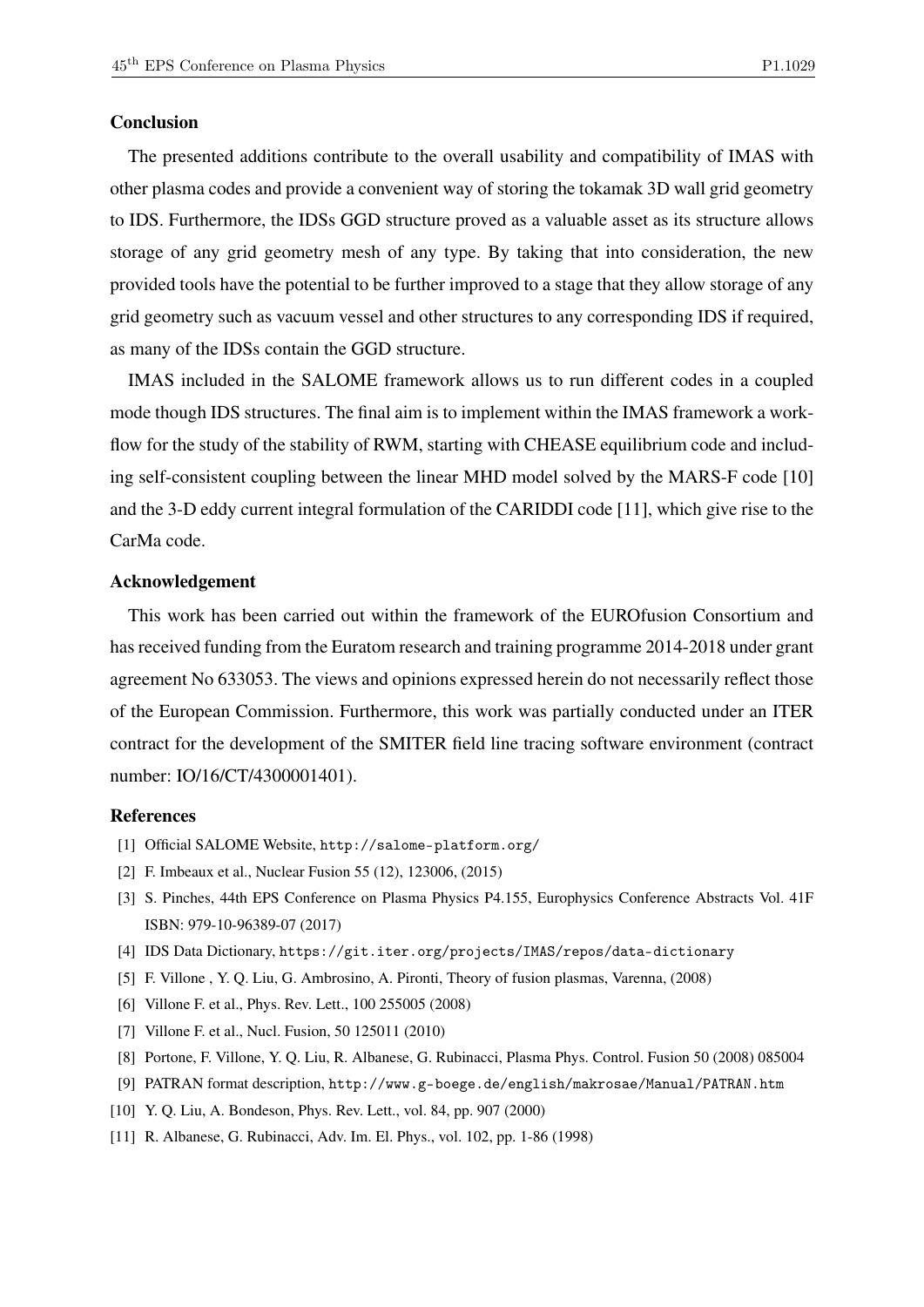## Conclusion

The presented additions contribute to the overall usability and compatibility of IMAS with other plasma codes and provide a convenient way of storing the tokamak 3D wall grid geometry to IDS. Furthermore, the IDSs GGD structure proved as a valuable asset as its structure allows storage of any grid geometry mesh of any type. By taking that into consideration, the new provided tools have the potential to be further improved to a stage that they allow storage of any grid geometry such as vacuum vessel and other structures to any corresponding IDS if required, as many of the IDSs contain the GGD structure.

IMAS included in the SALOME framework allows us to run different codes in a coupled mode though IDS structures. The final aim is to implement within the IMAS framework a workflow for the study of the stability of RWM, starting with CHEASE equilibrium code and including self-consistent coupling between the linear MHD model solved by the MARS-F code [10] and the 3-D eddy current integral formulation of the CARIDDI code [11], which give rise to the CarMa code.

## Acknowledgement

This work has been carried out within the framework of the EUROfusion Consortium and has received funding from the Euratom research and training programme 2014-2018 under grant agreement No 633053. The views and opinions expressed herein do not necessarily reflect those of the European Commission. Furthermore, this work was partially conducted under an ITER contract for the development of the SMITER field line tracing software environment (contract number: IO/16/CT/4300001401).

## References

[1] Official SALOME Website, `http://salome-platform.org/`

[2] F. Imbeaux et al., Nuclear Fusion 55 (12), 123006, (2015)

[3] S. Pinches, 44th EPS Conference on Plasma Physics P4.155, Europhysics Conference Abstracts Vol. 41F ISBN: 979-10-96389-07 (2017)

[4] IDS Data Dictionary, `https://git.iter.org/projects/IMAS/repos/data-dictionary`

[5] F. Villone , Y. Q. Liu, G. Ambrosino, A. Pironti, Theory of fusion plasmas, Varenna, (2008)

[6] Villone F. et al., Phys. Rev. Lett., 100 255005 (2008)

[7] Villone F. et al., Nucl. Fusion, 50 125011 (2010)

[8] Portone, F. Villone, Y. Q. Liu, R. Albanese, G. Rubinacci, Plasma Phys. Control. Fusion 50 (2008) 085004

[9] PATRAN format description, `http://www.g-boege.de/english/makrosae/Manual/PATRAN.htm`

[10] Y. Q. Liu, A. Bondeson, Phys. Rev. Lett., vol. 84, pp. 907 (2000)

[11] R. Albanese, G. Rubinacci, Adv. Im. El. Phys., vol. 102, pp. 1-86 (1998)